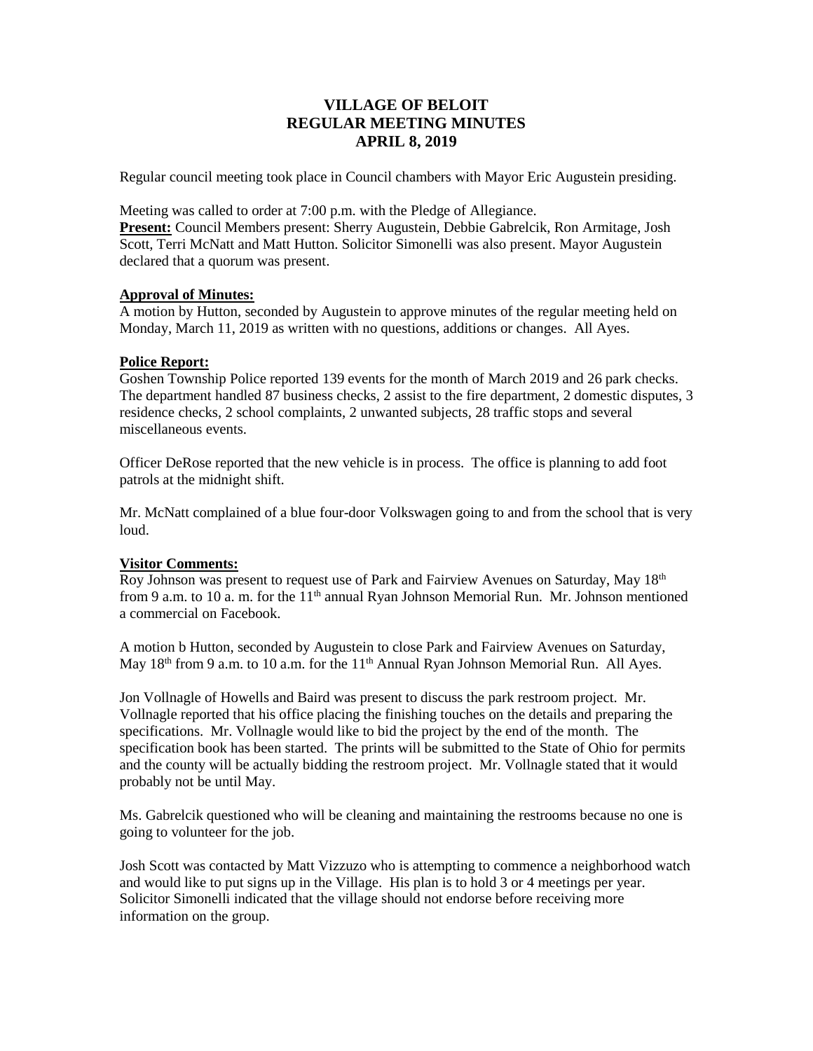# VILLAGE OF BELOIT
# REGULAR MEETING MINUTES
# APRIL 8, 2019

Regular council meeting took place in Council chambers with Mayor Eric Augustein presiding.

Meeting was called to order at 7:00 p.m. with the Pledge of Allegiance.
**Present:** Council Members present: Sherry Augustein, Debbie Gabrelcik, Ron Armitage, Josh Scott, Terri McNatt and Matt Hutton. Solicitor Simonelli was also present. Mayor Augustein declared that a quorum was present.

**Approval of Minutes:**
A motion by Hutton, seconded by Augustein to approve minutes of the regular meeting held on Monday, March 11, 2019 as written with no questions, additions or changes. All Ayes.

**Police Report:**
Goshen Township Police reported 139 events for the month of March 2019 and 26 park checks. The department handled 87 business checks, 2 assist to the fire department, 2 domestic disputes, 3 residence checks, 2 school complaints, 2 unwanted subjects, 28 traffic stops and several miscellaneous events.

Officer DeRose reported that the new vehicle is in process. The office is planning to add foot patrols at the midnight shift.

Mr. McNatt complained of a blue four-door Volkswagen going to and from the school that is very loud.

**Visitor Comments:**
Roy Johnson was present to request use of Park and Fairview Avenues on Saturday, May 18th from 9 a.m. to 10 a. m. for the 11th annual Ryan Johnson Memorial Run. Mr. Johnson mentioned a commercial on Facebook.

A motion b Hutton, seconded by Augustein to close Park and Fairview Avenues on Saturday, May 18th from 9 a.m. to 10 a.m. for the 11th Annual Ryan Johnson Memorial Run. All Ayes.

Jon Vollnagle of Howells and Baird was present to discuss the park restroom project. Mr. Vollnagle reported that his office placing the finishing touches on the details and preparing the specifications. Mr. Vollnagle would like to bid the project by the end of the month. The specification book has been started. The prints will be submitted to the State of Ohio for permits and the county will be actually bidding the restroom project. Mr. Vollnagle stated that it would probably not be until May.

Ms. Gabrelcik questioned who will be cleaning and maintaining the restrooms because no one is going to volunteer for the job.

Josh Scott was contacted by Matt Vizzuzo who is attempting to commence a neighborhood watch and would like to put signs up in the Village. His plan is to hold 3 or 4 meetings per year. Solicitor Simonelli indicated that the village should not endorse before receiving more information on the group.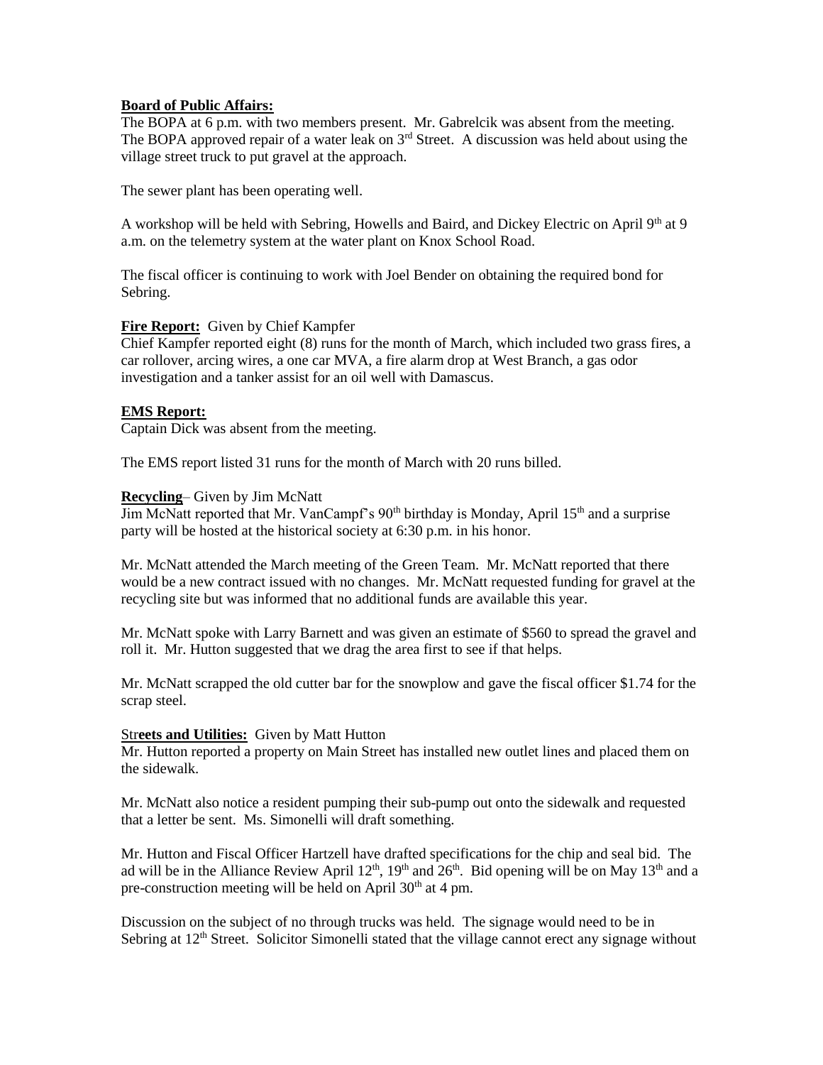**Board of Public Affairs:**
The BOPA at 6 p.m. with two members present. Mr. Gabrelcik was absent from the meeting. The BOPA approved repair of a water leak on 3rd Street. A discussion was held about using the village street truck to put gravel at the approach.

The sewer plant has been operating well.

A workshop will be held with Sebring, Howells and Baird, and Dickey Electric on April 9th at 9 a.m. on the telemetry system at the water plant on Knox School Road.

The fiscal officer is continuing to work with Joel Bender on obtaining the required bond for Sebring.

**Fire Report:** Given by Chief Kampfer
Chief Kampfer reported eight (8) runs for the month of March, which included two grass fires, a car rollover, arcing wires, a one car MVA, a fire alarm drop at West Branch, a gas odor investigation and a tanker assist for an oil well with Damascus.

**EMS Report:**
Captain Dick was absent from the meeting.

The EMS report listed 31 runs for the month of March with 20 runs billed.

**Recycling**– Given by Jim McNatt
Jim McNatt reported that Mr. VanCampf's 90th birthday is Monday, April 15th and a surprise party will be hosted at the historical society at 6:30 p.m. in his honor.

Mr. McNatt attended the March meeting of the Green Team. Mr. McNatt reported that there would be a new contract issued with no changes. Mr. McNatt requested funding for gravel at the recycling site but was informed that no additional funds are available this year.

Mr. McNatt spoke with Larry Barnett and was given an estimate of $560 to spread the gravel and roll it. Mr. Hutton suggested that we drag the area first to see if that helps.

Mr. McNatt scrapped the old cutter bar for the snowplow and gave the fiscal officer $1.74 for the scrap steel.

**Streets and Utilities:** Given by Matt Hutton
Mr. Hutton reported a property on Main Street has installed new outlet lines and placed them on the sidewalk.

Mr. McNatt also notice a resident pumping their sub-pump out onto the sidewalk and requested that a letter be sent. Ms. Simonelli will draft something.

Mr. Hutton and Fiscal Officer Hartzell have drafted specifications for the chip and seal bid. The ad will be in the Alliance Review April 12th, 19th and 26th. Bid opening will be on May 13th and a pre-construction meeting will be held on April 30th at 4 pm.

Discussion on the subject of no through trucks was held. The signage would need to be in Sebring at 12th Street. Solicitor Simonelli stated that the village cannot erect any signage without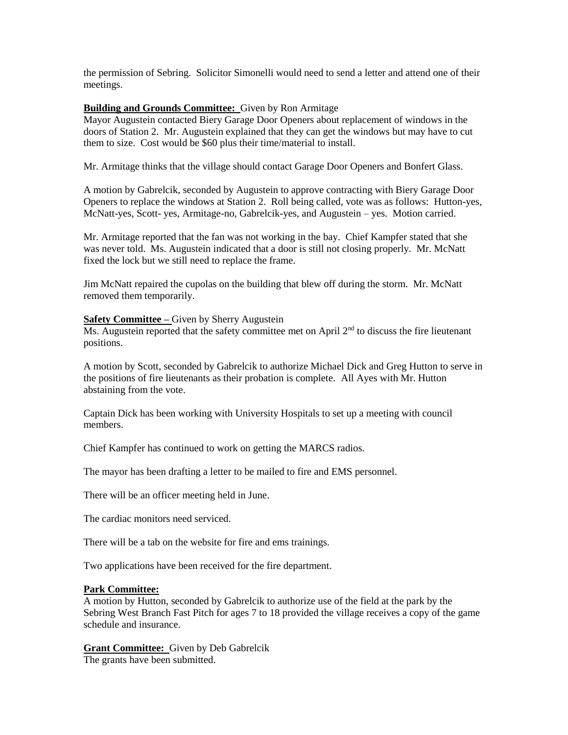the permission of Sebring. Solicitor Simonelli would need to send a letter and attend one of their meetings.

**Building and Grounds Committee:** Given by Ron Armitage
Mayor Augustein contacted Biery Garage Door Openers about replacement of windows in the doors of Station 2. Mr. Augustein explained that they can get the windows but may have to cut them to size. Cost would be $60 plus their time/material to install.

Mr. Armitage thinks that the village should contact Garage Door Openers and Bonfert Glass.

A motion by Gabrelcik, seconded by Augustein to approve contracting with Biery Garage Door Openers to replace the windows at Station 2. Roll being called, vote was as follows: Hutton-yes, McNatt-yes, Scott- yes, Armitage-no, Gabrelcik-yes, and Augustein – yes. Motion carried.

Mr. Armitage reported that the fan was not working in the bay. Chief Kampfer stated that she was never told. Ms. Augustein indicated that a door is still not closing properly. Mr. McNatt fixed the lock but we still need to replace the frame.

Jim McNatt repaired the cupolas on the building that blew off during the storm. Mr. McNatt removed them temporarily.

**Safety Committee –** Given by Sherry Augustein
Ms. Augustein reported that the safety committee met on April 2nd to discuss the fire lieutenant positions.

A motion by Scott, seconded by Gabrelcik to authorize Michael Dick and Greg Hutton to serve in the positions of fire lieutenants as their probation is complete. All Ayes with Mr. Hutton abstaining from the vote.

Captain Dick has been working with University Hospitals to set up a meeting with council members.

Chief Kampfer has continued to work on getting the MARCS radios.

The mayor has been drafting a letter to be mailed to fire and EMS personnel.

There will be an officer meeting held in June.

The cardiac monitors need serviced.

There will be a tab on the website for fire and ems trainings.

Two applications have been received for the fire department.

**Park Committee:**
A motion by Hutton, seconded by Gabrelcik to authorize use of the field at the park by the Sebring West Branch Fast Pitch for ages 7 to 18 provided the village receives a copy of the game schedule and insurance.

**Grant Committee:** Given by Deb Gabrelcik
The grants have been submitted.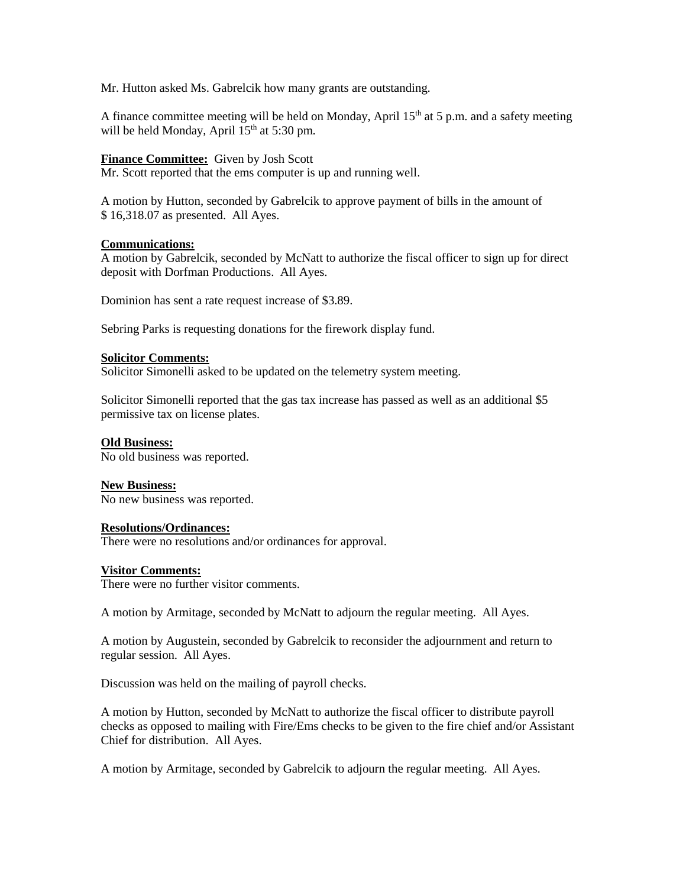Mr. Hutton asked Ms. Gabrelcik how many grants are outstanding.

A finance committee meeting will be held on Monday, April 15th at 5 p.m. and a safety meeting will be held Monday, April 15th at 5:30 pm.

**Finance Committee:** Given by Josh Scott
Mr. Scott reported that the ems computer is up and running well.

A motion by Hutton, seconded by Gabrelcik to approve payment of bills in the amount of $ 16,318.07 as presented. All Ayes.

**Communications:**
A motion by Gabrelcik, seconded by McNatt to authorize the fiscal officer to sign up for direct deposit with Dorfman Productions. All Ayes.

Dominion has sent a rate request increase of $3.89.

Sebring Parks is requesting donations for the firework display fund.

**Solicitor Comments:**
Solicitor Simonelli asked to be updated on the telemetry system meeting.

Solicitor Simonelli reported that the gas tax increase has passed as well as an additional $5 permissive tax on license plates.

**Old Business:**
No old business was reported.

**New Business:**
No new business was reported.

**Resolutions/Ordinances:**
There were no resolutions and/or ordinances for approval.

**Visitor Comments:**
There were no further visitor comments.

A motion by Armitage, seconded by McNatt to adjourn the regular meeting. All Ayes.

A motion by Augustein, seconded by Gabrelcik to reconsider the adjournment and return to regular session. All Ayes.

Discussion was held on the mailing of payroll checks.

A motion by Hutton, seconded by McNatt to authorize the fiscal officer to distribute payroll checks as opposed to mailing with Fire/Ems checks to be given to the fire chief and/or Assistant Chief for distribution. All Ayes.

A motion by Armitage, seconded by Gabrelcik to adjourn the regular meeting. All Ayes.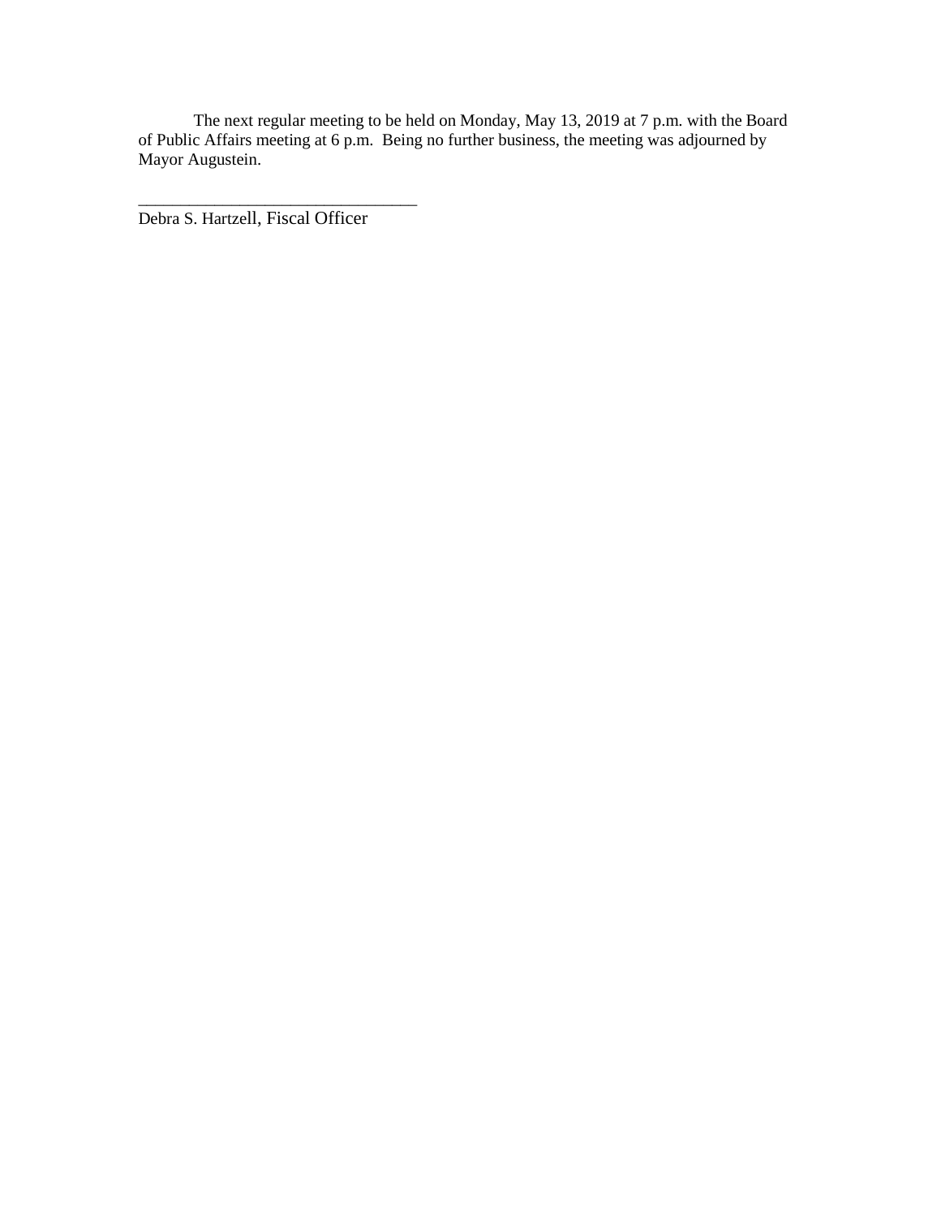The next regular meeting to be held on Monday, May 13, 2019 at 7 p.m. with the Board of Public Affairs meeting at 6 p.m. Being no further business, the meeting was adjourned by Mayor Augustein.

________________________________
Debra S. Hartzell, Fiscal Officer